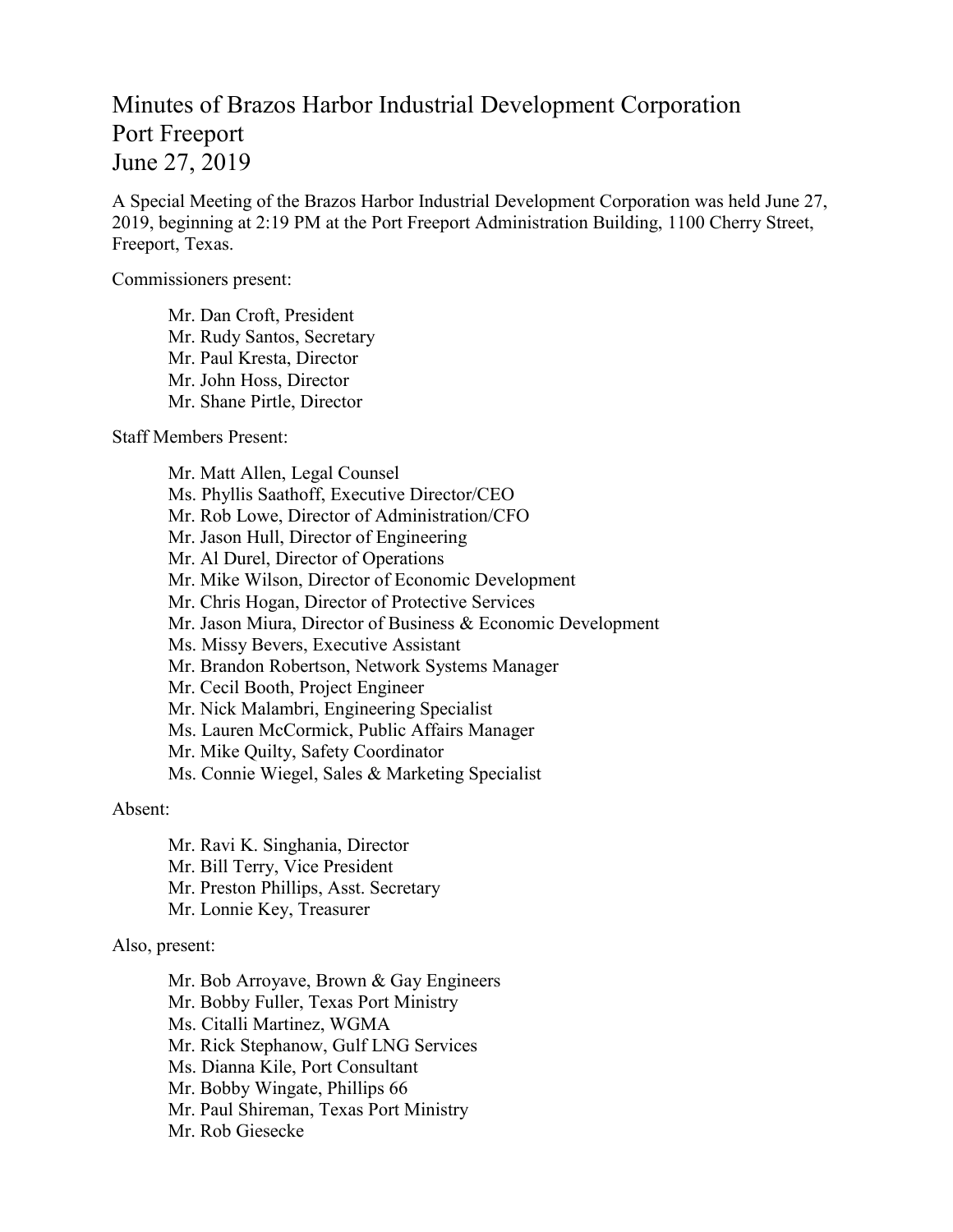# Minutes of Brazos Harbor Industrial Development Corporation
# Port Freeport
# June 27, 2019

A Special Meeting of the Brazos Harbor Industrial Development Corporation was held June 27, 2019, beginning at 2:19 PM at the Port Freeport Administration Building, 1100 Cherry Street, Freeport, Texas.

Commissioners present:

Mr. Dan Croft, President
Mr. Rudy Santos, Secretary
Mr. Paul Kresta, Director
Mr. John Hoss, Director
Mr. Shane Pirtle, Director

Staff Members Present:

Mr. Matt Allen, Legal Counsel
Ms. Phyllis Saathoff, Executive Director/CEO
Mr. Rob Lowe, Director of Administration/CFO
Mr. Jason Hull, Director of Engineering
Mr. Al Durel, Director of Operations
Mr. Mike Wilson, Director of Economic Development
Mr. Chris Hogan, Director of Protective Services
Mr. Jason Miura, Director of Business & Economic Development
Ms. Missy Bevers, Executive Assistant
Mr. Brandon Robertson, Network Systems Manager
Mr. Cecil Booth, Project Engineer
Mr. Nick Malambri, Engineering Specialist
Ms. Lauren McCormick, Public Affairs Manager
Mr. Mike Quilty, Safety Coordinator
Ms. Connie Wiegel, Sales & Marketing Specialist

Absent:

Mr. Ravi K. Singhania, Director
Mr. Bill Terry, Vice President
Mr. Preston Phillips, Asst. Secretary
Mr. Lonnie Key, Treasurer

Also, present:

Mr. Bob Arroyave, Brown & Gay Engineers
Mr. Bobby Fuller, Texas Port Ministry
Ms. Citalli Martinez, WGMA
Mr. Rick Stephanow, Gulf LNG Services
Ms. Dianna Kile, Port Consultant
Mr. Bobby Wingate, Phillips 66
Mr. Paul Shireman, Texas Port Ministry
Mr. Rob Giesecke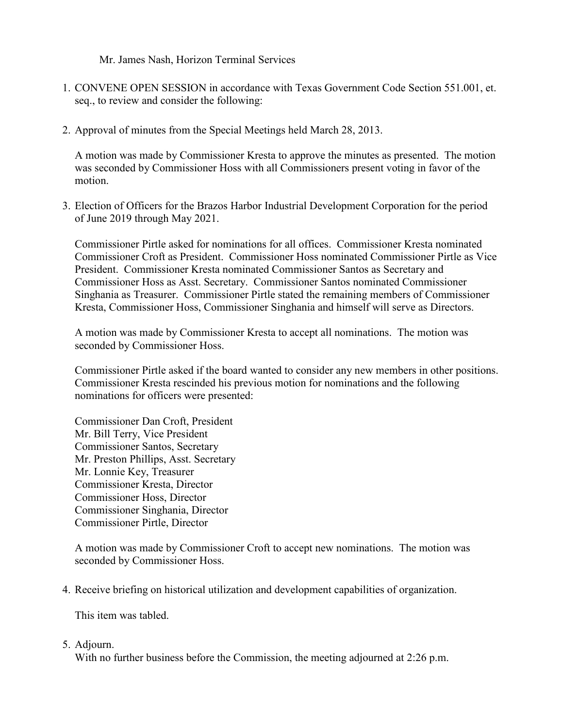Mr. James Nash, Horizon Terminal Services

1. CONVENE OPEN SESSION in accordance with Texas Government Code Section 551.001, et. seq., to review and consider the following:

2. Approval of minutes from the Special Meetings held March 28, 2013.

   A motion was made by Commissioner Kresta to approve the minutes as presented. The motion was seconded by Commissioner Hoss with all Commissioners present voting in favor of the motion.

3. Election of Officers for the Brazos Harbor Industrial Development Corporation for the period of June 2019 through May 2021.

   Commissioner Pirtle asked for nominations for all offices. Commissioner Kresta nominated Commissioner Croft as President. Commissioner Hoss nominated Commissioner Pirtle as Vice President. Commissioner Kresta nominated Commissioner Santos as Secretary and Commissioner Hoss as Asst. Secretary. Commissioner Santos nominated Commissioner Singhania as Treasurer. Commissioner Pirtle stated the remaining members of Commissioner Kresta, Commissioner Hoss, Commissioner Singhania and himself will serve as Directors.

   A motion was made by Commissioner Kresta to accept all nominations. The motion was seconded by Commissioner Hoss.

   Commissioner Pirtle asked if the board wanted to consider any new members in other positions. Commissioner Kresta rescinded his previous motion for nominations and the following nominations for officers were presented:

   Commissioner Dan Croft, President
   Mr. Bill Terry, Vice President
   Commissioner Santos, Secretary
   Mr. Preston Phillips, Asst. Secretary
   Mr. Lonnie Key, Treasurer
   Commissioner Kresta, Director
   Commissioner Hoss, Director
   Commissioner Singhania, Director
   Commissioner Pirtle, Director

   A motion was made by Commissioner Croft to accept new nominations. The motion was seconded by Commissioner Hoss.

4. Receive briefing on historical utilization and development capabilities of organization.

   This item was tabled.

5. Adjourn.
   With no further business before the Commission, the meeting adjourned at 2:26 p.m.